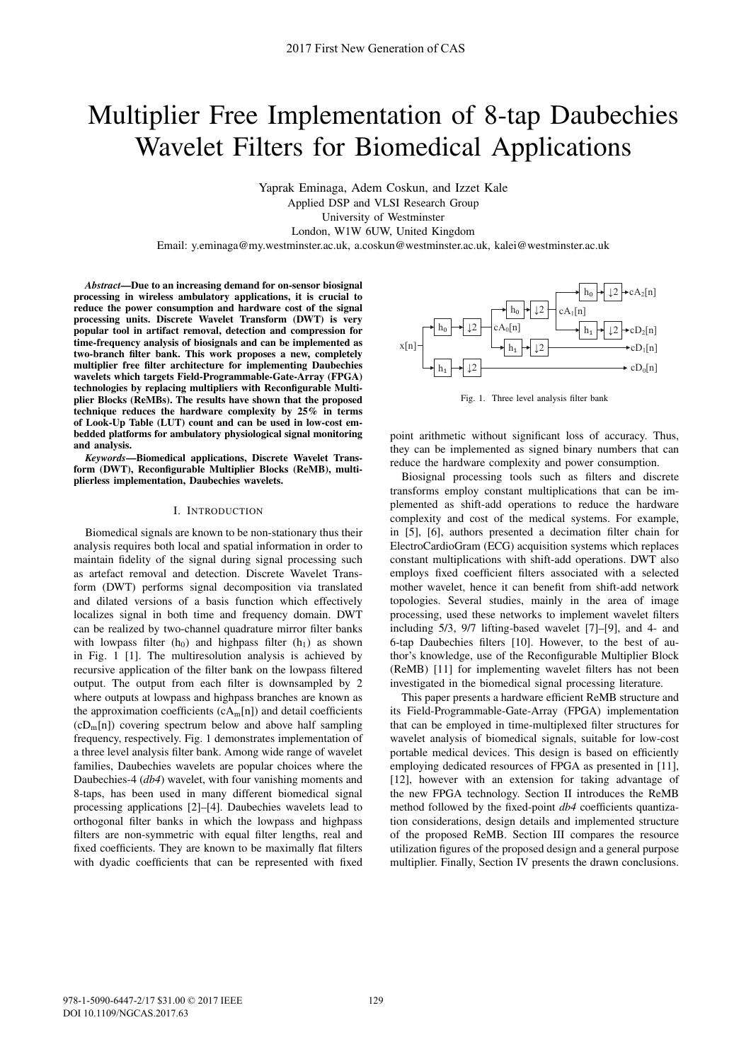# Multiplier Free Implementation of 8-tap Daubechies Wavelet Filters for Biomedical Applications

Yaprak Eminaga, Adem Coskun, and Izzet Kale
Applied DSP and VLSI Research Group
University of Westminster
London, W1W 6UW, United Kingdom
Email: y.eminaga@my.westminster.ac.uk, a.coskun@westminster.ac.uk, kalei@westminster.ac.uk

***Abstract*—Due to an increasing demand for on-sensor biosignal processing in wireless ambulatory applications, it is crucial to reduce the power consumption and hardware cost of the signal processing units. Discrete Wavelet Transform (DWT) is very popular tool in artifact removal, detection and compression for time-frequency analysis of biosignals and can be implemented as two-branch filter bank. This work proposes a new, completely multiplier free filter architecture for implementing Daubechies wavelets which targets Field-Programmable-Gate-Array (FPGA) technologies by replacing multipliers with Reconfigurable Multiplier Blocks (ReMBs). The results have shown that the proposed technique reduces the hardware complexity by 25% in terms of Look-Up Table (LUT) count and can be used in low-cost embedded platforms for ambulatory physiological signal monitoring and analysis.**

***Keywords*—Biomedical applications, Discrete Wavelet Transform (DWT), Reconfigurable Multiplier Blocks (ReMB), multiplierless implementation, Daubechies wavelets.**

## I. Introduction

Biomedical signals are known to be non-stationary thus their analysis requires both local and spatial information in order to maintain fidelity of the signal during signal processing such as artefact removal and detection. Discrete Wavelet Transform (DWT) performs signal decomposition via translated and dilated versions of a basis function which effectively localizes signal in both time and frequency domain. DWT can be realized by two-channel quadrature mirror filter banks with lowpass filter ($h_0$) and highpass filter ($h_1$) as shown in Fig. 1 [1]. The multiresolution analysis is achieved by recursive application of the filter bank on the lowpass filtered output. The output from each filter is downsampled by 2 where outputs at lowpass and highpass branches are known as the approximation coefficients ($cA_m[n]$) and detail coefficients ($cD_m[n]$) covering spectrum below and above half sampling frequency, respectively. Fig. 1 demonstrates implementation of a three level analysis filter bank. Among wide range of wavelet families, Daubechies wavelets are popular choices where the Daubechies-4 (*db4*) wavelet, with four vanishing moments and 8-taps, has been used in many different biomedical signal processing applications [2]–[4]. Daubechies wavelets lead to orthogonal filter banks in which the lowpass and highpass filters are non-symmetric with equal filter lengths, real and fixed coefficients. They are known to be maximally flat filters with dyadic coefficients that can be represented with fixed point arithmetic without significant loss of accuracy. Thus, they can be implemented as signed binary numbers that can reduce the hardware complexity and power consumption.

Fig. 1. Three level analysis filter bank

Biosignal processing tools such as filters and discrete transforms employ constant multiplications that can be implemented as shift-add operations to reduce the hardware complexity and cost of the medical systems. For example, in [5], [6], authors presented a decimation filter chain for ElectroCardioGram (ECG) acquisition systems which replaces constant multiplications with shift-add operations. DWT also employs fixed coefficient filters associated with a selected mother wavelet, hence it can benefit from shift-add network topologies. Several studies, mainly in the area of image processing, used these networks to implement wavelet filters including 5/3, 9/7 lifting-based wavelet [7]–[9], and 4- and 6-tap Daubechies filters [10]. However, to the best of author's knowledge, use of the Reconfigurable Multiplier Block (ReMB) [11] for implementing wavelet filters has not been investigated in the biomedical signal processing literature.

This paper presents a hardware efficient ReMB structure and its Field-Programmable-Gate-Array (FPGA) implementation that can be employed in time-multiplexed filter structures for wavelet analysis of biomedical signals, suitable for low-cost portable medical devices. This design is based on efficiently employing dedicated resources of FPGA as presented in [11], [12], however with an extension for taking advantage of the new FPGA technology. Section II introduces the ReMB method followed by the fixed-point *db4* coefficients quantization considerations, design details and implemented structure of the proposed ReMB. Section III compares the resource utilization figures of the proposed design and a general purpose multiplier. Finally, Section IV presents the drawn conclusions.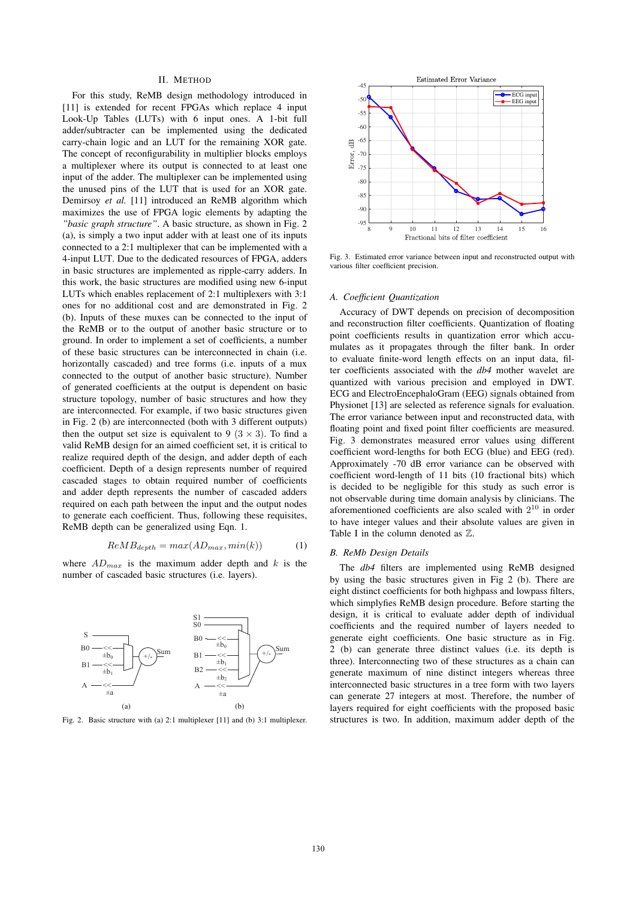## II. METHOD

For this study, ReMB design methodology introduced in [11] is extended for recent FPGAs which replace 4 input Look-Up Tables (LUTs) with 6 input ones. A 1-bit full adder/subtracter can be implemented using the dedicated carry-chain logic and an LUT for the remaining XOR gate. The concept of reconfigurability in multiplier blocks employs a multiplexer where its output is connected to at least one input of the adder. The multiplexer can be implemented using the unused pins of the LUT that is used for an XOR gate. Demirsoy *et al.* [11] introduced an ReMB algorithm which maximizes the use of FPGA logic elements by adapting the *"basic graph structure"*. A basic structure, as shown in Fig. 2 (a), is simply a two input adder with at least one of its inputs connected to a 2:1 multiplexer that can be implemented with a 4-input LUT. Due to the dedicated resources of FPGA, adders in basic structures are implemented as ripple-carry adders. In this work, the basic structures are modified using new 6-input LUTs which enables replacement of 2:1 multiplexers with 3:1 ones for no additional cost and are demonstrated in Fig. 2 (b). Inputs of these muxes can be connected to the input of the ReMB or to the output of another basic structure or to ground. In order to implement a set of coefficients, a number of these basic structures can be interconnected in chain (i.e. horizontally cascaded) and tree forms (i.e. inputs of a mux connected to the output of another basic structure). Number of generated coefficients at the output is dependent on basic structure topology, number of basic structures and how they are interconnected. For example, if two basic structures given in Fig. 2 (b) are interconnected (both with 3 different outputs) then the output set size is equivalent to 9 ($3 \times 3$). To find a valid ReMB design for an aimed coefficient set, it is critical to realize required depth of the design, and adder depth of each coefficient. Depth of a design represents number of required cascaded stages to obtain required number of coefficients and adder depth represents the number of cascaded adders required on each path between the input and the output nodes to generate each coefficient. Thus, following these requisites, ReMB depth can be generalized using Eqn. 1.

$$ReMB_{depth} = max(AD_{max}, min(k)) \qquad (1)$$

where $AD_{max}$ is the maximum adder depth and $k$ is the number of cascaded basic structures (i.e. layers).

Fig. 2. Basic structure with (a) 2:1 multiplexer [11] and (b) 3:1 multiplexer.

Fig. 3. Estimated error variance between input and reconstructed output with various filter coefficient precision.

### A. Coefficient Quantization

Accuracy of DWT depends on precision of decomposition and reconstruction filter coefficients. Quantization of floating point coefficients results in quantization error which accumulates as it propagates through the filter bank. In order to evaluate finite-word length effects on an input data, filter coefficients associated with the *db4* mother wavelet are quantized with various precision and employed in DWT. ECG and ElectroEncephaloGram (EEG) signals obtained from Physionet [13] are selected as reference signals for evaluation. The error variance between input and reconstructed data, with floating point and fixed point filter coefficients are measured. Fig. 3 demonstrates measured error values using different coefficient word-lengths for both ECG (blue) and EEG (red). Approximately -70 dB error variance can be observed with coefficient word-length of 11 bits (10 fractional bits) which is decided to be negligible for this study as such error is not observable during time domain analysis by clinicians. The aforementioned coefficients are also scaled with $2^{10}$ in order to have integer values and their absolute values are given in Table I in the column denoted as $\mathbb{Z}$.

### B. ReMb Design Details

The *db4* filters are implemented using ReMB designed by using the basic structures given in Fig 2 (b). There are eight distinct coefficients for both highpass and lowpass filters, which simplyfies ReMB design procedure. Before starting the design, it is critical to evaluate adder depth of individual coefficients and the required number of layers needed to generate eight coefficients. One basic structure as in Fig. 2 (b) can generate three distinct values (i.e. its depth is three). Interconnecting two of these structures as a chain can generate maximum of nine distinct integers whereas three interconnected basic structures in a tree form with two layers can generate 27 integers at most. Therefore, the number of layers required for eight coefficients with the proposed basic structures is two. In addition, maximum adder depth of the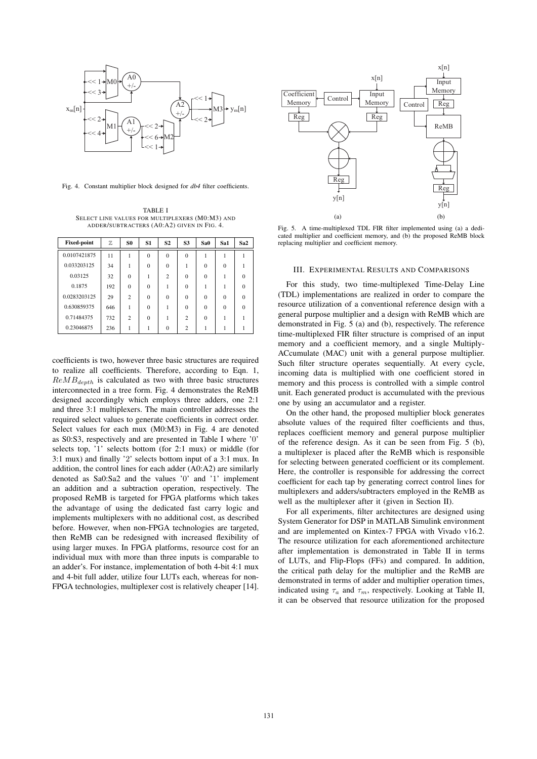Fig. 4. Constant multiplier block designed for *db4* filter coefficients.

TABLE I
SELECT LINE VALUES FOR MULTIPLEXERS (M0:M3) AND ADDER/SUBTRACTERS (A0:A2) GIVEN IN FIG. 4.

| Fixed-point | $\mathbb{Z}$ | S0 | S1 | S2 | S3 | Sa0 | Sa1 | Sa2 |
|---|---|---|---|---|---|---|---|---|
| 0.0107421875 | 11 | 1 | 0 | 0 | 0 | 1 | 1 | 1 |
| 0.033203125 | 34 | 1 | 0 | 0 | 1 | 0 | 0 | 1 |
| 0.03125 | 32 | 0 | 1 | 2 | 0 | 0 | 1 | 0 |
| 0.1875 | 192 | 0 | 0 | 1 | 0 | 1 | 1 | 0 |
| 0.0283203125 | 29 | 2 | 0 | 0 | 0 | 0 | 0 | 0 |
| 0.630859375 | 646 | 1 | 0 | 1 | 0 | 0 | 0 | 0 |
| 0.71484375 | 732 | 2 | 0 | 1 | 2 | 0 | 1 | 1 |
| 0.23046875 | 236 | 1 | 1 | 0 | 2 | 1 | 1 | 1 |

coefficients is two, however three basic structures are required to realize all coefficients. Therefore, according to Eqn. 1, $ReMB_{depth}$ is calculated as two with three basic structures interconnected in a tree form. Fig. 4 demonstrates the ReMB designed accordingly which employs three adders, one 2:1 and three 3:1 multiplexers. The main controller addresses the required select values to generate coefficients in correct order. Select values for each mux (M0:M3) in Fig. 4 are denoted as S0:S3, respectively and are presented in Table I where '0' selects top, '1' selects bottom (for 2:1 mux) or middle (for 3:1 mux) and finally '2' selects bottom input of a 3:1 mux. In addition, the control lines for each adder (A0:A2) are similarly denoted as Sa0:Sa2 and the values '0' and '1' implement an addition and a subtraction operation, respectively. The proposed ReMB is targeted for FPGA platforms which takes the advantage of using the dedicated fast carry logic and implements multiplexers with no additional cost, as described before. However, when non-FPGA technologies are targeted, then ReMB can be redesigned with increased flexibility of using larger muxes. In FPGA platforms, resource cost for an individual mux with more than three inputs is comparable to an adder's. For instance, implementation of both 4-bit 4:1 mux and 4-bit full adder, utilize four LUTs each, whereas for non-FPGA technologies, multiplexer cost is relatively cheaper [14].

Fig. 5. A time-multiplexed TDL FIR filter implemented using (a) a dedicated multiplier and coefficient memory, and (b) the proposed ReMB block replacing multiplier and coefficient memory.

## III. Experimental Results and Comparisons

For this study, two time-multiplexed Time-Delay Line (TDL) implementations are realized in order to compare the resource utilization of a conventional reference design with a general purpose multiplier and a design with ReMB which are demonstrated in Fig. 5 (a) and (b), respectively. The reference time-multiplexed FIR filter structure is comprised of an input memory and a coefficient memory, and a single Multiply-ACcumulate (MAC) unit with a general purpose multiplier. Such filter structure operates sequentially. At every cycle, incoming data is multiplied with one coefficient stored in memory and this process is controlled with a simple control unit. Each generated product is accumulated with the previous one by using an accumulator and a register.

On the other hand, the proposed multiplier block generates absolute values of the required filter coefficients and thus, replaces coefficient memory and general purpose multiplier of the reference design. As it can be seen from Fig. 5 (b), a multiplexer is placed after the ReMB which is responsible for selecting between generated coefficient or its complement. Here, the controller is responsible for addressing the correct coefficient for each tap by generating correct control lines for multiplexers and adders/subtracters employed in the ReMB as well as the multiplexer after it (given in Section II).

For all experiments, filter architectures are designed using System Generator for DSP in MATLAB Simulink environment and are implemented on Kintex-7 FPGA with Vivado v16.2. The resource utilization for each aforementioned architecture after implementation is demonstrated in Table II in terms of LUTs, and Flip-Flops (FFs) and compared. In addition, the critical path delay for the multiplier and the ReMB are demonstrated in terms of adder and multiplier operation times, indicated using $\tau_a$ and $\tau_m$, respectively. Looking at Table II, it can be observed that resource utilization for the proposed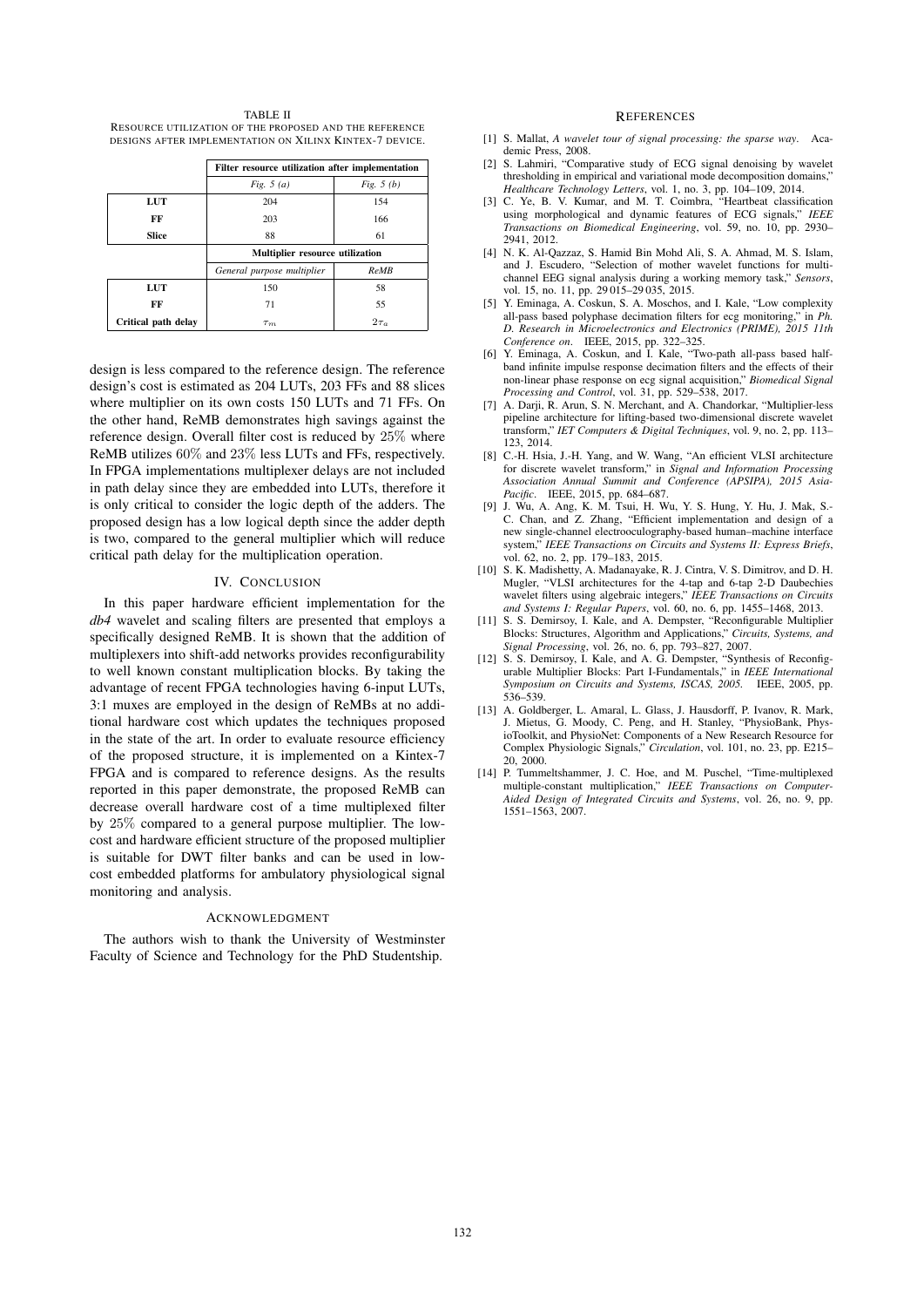TABLE II
RESOURCE UTILIZATION OF THE PROPOSED AND THE REFERENCE DESIGNS AFTER IMPLEMENTATION ON XILINX KINTEX-7 DEVICE.

| | Filter resource utilization after implementation | |
|---|---|---|
| | *Fig. 5 (a)* | *Fig. 5 (b)* |
| **LUT** | 204 | 154 |
| **FF** | 203 | 166 |
| **Slice** | 88 | 61 |
| | **Multiplier resource utilization** | |
| | *General purpose multiplier* | *ReMB* |
| **LUT** | 150 | 58 |
| **FF** | 71 | 55 |
| **Critical path delay** | $\tau_m$ | $2\tau_a$ |

design is less compared to the reference design. The reference design's cost is estimated as 204 LUTs, 203 FFs and 88 slices where multiplier on its own costs 150 LUTs and 71 FFs. On the other hand, ReMB demonstrates high savings against the reference design. Overall filter cost is reduced by $25\%$ where ReMB utilizes $60\%$ and $23\%$ less LUTs and FFs, respectively. In FPGA implementations multiplexer delays are not included in path delay since they are embedded into LUTs, therefore it is only critical to consider the logic depth of the adders. The proposed design has a low logical depth since the adder depth is two, compared to the general multiplier which will reduce critical path delay for the multiplication operation.

## IV. CONCLUSION

In this paper hardware efficient implementation for the *db4* wavelet and scaling filters are presented that employs a specifically designed ReMB. It is shown that the addition of multiplexers into shift-add networks provides reconfigurability to well known constant multiplication blocks. By taking the advantage of recent FPGA technologies having 6-input LUTs, 3:1 muxes are employed in the design of ReMBs at no additional hardware cost which updates the techniques proposed in the state of the art. In order to evaluate resource efficiency of the proposed structure, it is implemented on a Kintex-7 FPGA and is compared to reference designs. As the results reported in this paper demonstrate, the proposed ReMB can decrease overall hardware cost of a time multiplexed filter by $25\%$ compared to a general purpose multiplier. The low-cost and hardware efficient structure of the proposed multiplier is suitable for DWT filter banks and can be used in low-cost embedded platforms for ambulatory physiological signal monitoring and analysis.

## ACKNOWLEDGMENT

The authors wish to thank the University of Westminster Faculty of Science and Technology for the PhD Studentship.

## REFERENCES

[1] S. Mallat, *A wavelet tour of signal processing: the sparse way*. Academic Press, 2008.

[2] S. Lahmiri, "Comparative study of ECG signal denoising by wavelet thresholding in empirical and variational mode decomposition domains," *Healthcare Technology Letters*, vol. 1, no. 3, pp. 104–109, 2014.

[3] C. Ye, B. V. Kumar, and M. T. Coimbra, "Heartbeat classification using morphological and dynamic features of ECG signals," *IEEE Transactions on Biomedical Engineering*, vol. 59, no. 10, pp. 2930–2941, 2012.

[4] N. K. Al-Qazzaz, S. Hamid Bin Mohd Ali, S. A. Ahmad, M. S. Islam, and J. Escudero, "Selection of mother wavelet functions for multi-channel EEG signal analysis during a working memory task," *Sensors*, vol. 15, no. 11, pp. 29 015–29 035, 2015.

[5] Y. Eminaga, A. Coskun, S. A. Moschos, and I. Kale, "Low complexity all-pass based polyphase decimation filters for ecg monitoring," in *Ph. D. Research in Microelectronics and Electronics (PRIME), 2015 11th Conference on*. IEEE, 2015, pp. 322–325.

[6] Y. Eminaga, A. Coskun, and I. Kale, "Two-path all-pass based half-band infinite impulse response decimation filters and the effects of their non-linear phase response on ecg signal acquisition," *Biomedical Signal Processing and Control*, vol. 31, pp. 529–538, 2017.

[7] A. Darji, R. Arun, S. N. Merchant, and A. Chandorkar, "Multiplier-less pipeline architecture for lifting-based two-dimensional discrete wavelet transform," *IET Computers & Digital Techniques*, vol. 9, no. 2, pp. 113–123, 2014.

[8] C.-H. Hsia, J.-H. Yang, and W. Wang, "An efficient VLSI architecture for discrete wavelet transform," in *Signal and Information Processing Association Annual Summit and Conference (APSIPA), 2015 Asia-Pacific*. IEEE, 2015, pp. 684–687.

[9] J. Wu, A. Ang, K. M. Tsui, H. Wu, Y. S. Hung, Y. Hu, J. Mak, S.-C. Chan, and Z. Zhang, "Efficient implementation and design of a new single-channel electrooculography-based human–machine interface system," *IEEE Transactions on Circuits and Systems II: Express Briefs*, vol. 62, no. 2, pp. 179–183, 2015.

[10] S. K. Madishetty, A. Madanayake, R. J. Cintra, V. S. Dimitrov, and D. H. Mugler, "VLSI architectures for the 4-tap and 6-tap 2-D Daubechies wavelet filters using algebraic integers," *IEEE Transactions on Circuits and Systems I: Regular Papers*, vol. 60, no. 6, pp. 1455–1468, 2013.

[11] S. S. Demirsoy, I. Kale, and A. Dempster, "Reconfigurable Multiplier Blocks: Structures, Algorithm and Applications," *Circuits, Systems, and Signal Processing*, vol. 26, no. 6, pp. 793–827, 2007.

[12] S. S. Demirsoy, I. Kale, and A. G. Dempster, "Synthesis of Reconfigurable Multiplier Blocks: Part I-Fundamentals," in *IEEE International Symposium on Circuits and Systems, ISCAS, 2005*. IEEE, 2005, pp. 536–539.

[13] A. Goldberger, L. Amaral, L. Glass, J. Hausdorff, P. Ivanov, R. Mark, J. Mietus, G. Moody, C. Peng, and H. Stanley, "PhysioBank, PhysioToolkit, and PhysioNet: Components of a New Research Resource for Complex Physiologic Signals," *Circulation*, vol. 101, no. 23, pp. E215–20, 2000.

[14] P. Tummeltshammer, J. C. Hoe, and M. Puschel, "Time-multiplexed multiple-constant multiplication," *IEEE Transactions on Computer-Aided Design of Integrated Circuits and Systems*, vol. 26, no. 9, pp. 1551–1563, 2007.